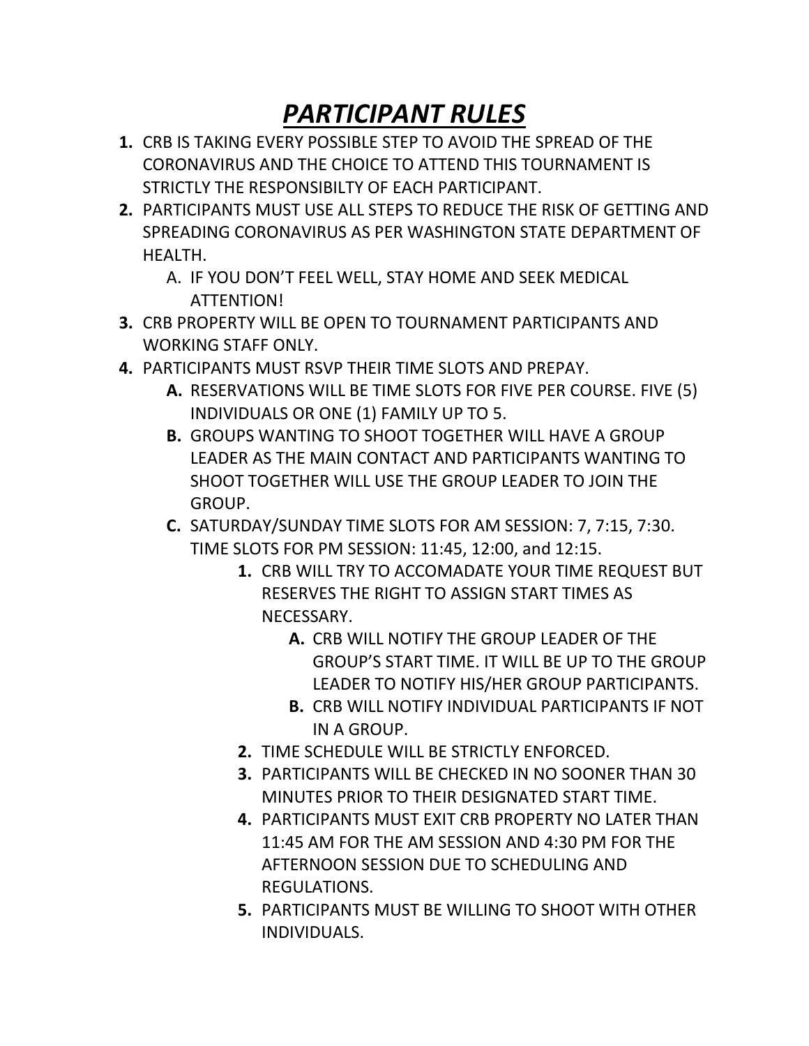# ***PARTICIPANT RULES***

1. CRB IS TAKING EVERY POSSIBLE STEP TO AVOID THE SPREAD OF THE CORONAVIRUS AND THE CHOICE TO ATTEND THIS TOURNAMENT IS STRICTLY THE RESPONSIBILTY OF EACH PARTICIPANT.
2. PARTICIPANTS MUST USE ALL STEPS TO REDUCE THE RISK OF GETTING AND SPREADING CORONAVIRUS AS PER WASHINGTON STATE DEPARTMENT OF HEALTH.
   A. IF YOU DON'T FEEL WELL, STAY HOME AND SEEK MEDICAL ATTENTION!
3. CRB PROPERTY WILL BE OPEN TO TOURNAMENT PARTICIPANTS AND WORKING STAFF ONLY.
4. PARTICIPANTS MUST RSVP THEIR TIME SLOTS AND PREPAY.
   **A.** RESERVATIONS WILL BE TIME SLOTS FOR FIVE PER COURSE. FIVE (5) INDIVIDUALS OR ONE (1) FAMILY UP TO 5.
   **B.** GROUPS WANTING TO SHOOT TOGETHER WILL HAVE A GROUP LEADER AS THE MAIN CONTACT AND PARTICIPANTS WANTING TO SHOOT TOGETHER WILL USE THE GROUP LEADER TO JOIN THE GROUP.
   **C.** SATURDAY/SUNDAY TIME SLOTS FOR AM SESSION: 7, 7:15, 7:30. TIME SLOTS FOR PM SESSION: 11:45, 12:00, and 12:15.
      1. CRB WILL TRY TO ACCOMADATE YOUR TIME REQUEST BUT RESERVES THE RIGHT TO ASSIGN START TIMES AS NECESSARY.
         **A.** CRB WILL NOTIFY THE GROUP LEADER OF THE GROUP'S START TIME. IT WILL BE UP TO THE GROUP LEADER TO NOTIFY HIS/HER GROUP PARTICIPANTS.
         **B.** CRB WILL NOTIFY INDIVIDUAL PARTICIPANTS IF NOT IN A GROUP.
      2. TIME SCHEDULE WILL BE STRICTLY ENFORCED.
      3. PARTICIPANTS WILL BE CHECKED IN NO SOONER THAN 30 MINUTES PRIOR TO THEIR DESIGNATED START TIME.
      4. PARTICIPANTS MUST EXIT CRB PROPERTY NO LATER THAN 11:45 AM FOR THE AM SESSION AND 4:30 PM FOR THE AFTERNOON SESSION DUE TO SCHEDULING AND REGULATIONS.
      5. PARTICIPANTS MUST BE WILLING TO SHOOT WITH OTHER INDIVIDUALS.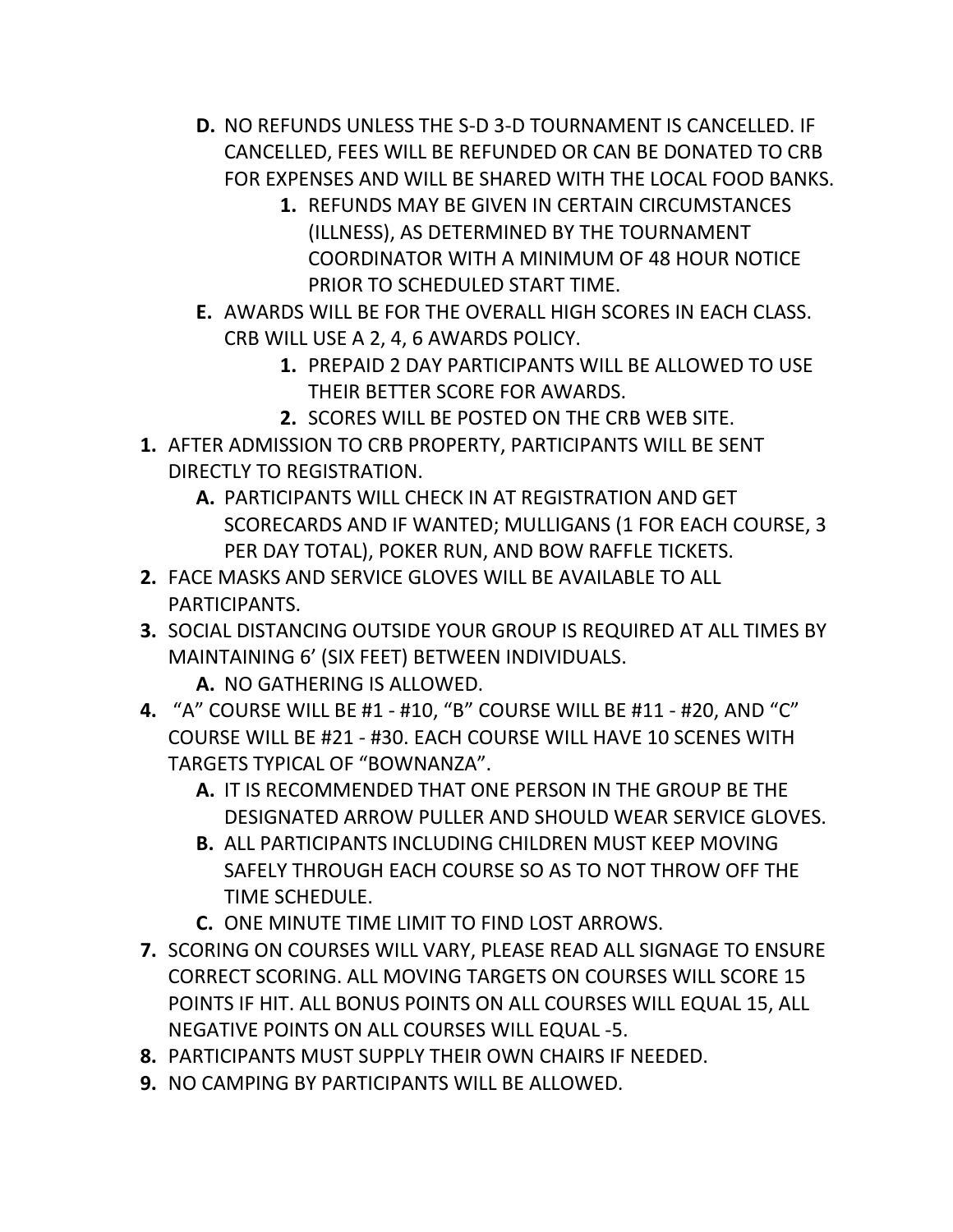D. NO REFUNDS UNLESS THE S-D 3-D TOURNAMENT IS CANCELLED. IF CANCELLED, FEES WILL BE REFUNDED OR CAN BE DONATED TO CRB FOR EXPENSES AND WILL BE SHARED WITH THE LOCAL FOOD BANKS.
   1. REFUNDS MAY BE GIVEN IN CERTAIN CIRCUMSTANCES (ILLNESS), AS DETERMINED BY THE TOURNAMENT COORDINATOR WITH A MINIMUM OF 48 HOUR NOTICE PRIOR TO SCHEDULED START TIME.

E. AWARDS WILL BE FOR THE OVERALL HIGH SCORES IN EACH CLASS. CRB WILL USE A 2, 4, 6 AWARDS POLICY.
   1. PREPAID 2 DAY PARTICIPANTS WILL BE ALLOWED TO USE THEIR BETTER SCORE FOR AWARDS.
   2. SCORES WILL BE POSTED ON THE CRB WEB SITE.

1. AFTER ADMISSION TO CRB PROPERTY, PARTICIPANTS WILL BE SENT DIRECTLY TO REGISTRATION.
   - A. PARTICIPANTS WILL CHECK IN AT REGISTRATION AND GET SCORECARDS AND IF WANTED; MULLIGANS (1 FOR EACH COURSE, 3 PER DAY TOTAL), POKER RUN, AND BOW RAFFLE TICKETS.
2. FACE MASKS AND SERVICE GLOVES WILL BE AVAILABLE TO ALL PARTICIPANTS.
3. SOCIAL DISTANCING OUTSIDE YOUR GROUP IS REQUIRED AT ALL TIMES BY MAINTAINING 6' (SIX FEET) BETWEEN INDIVIDUALS.
   - A. NO GATHERING IS ALLOWED.
4. "A" COURSE WILL BE #1 - #10, "B" COURSE WILL BE #11 - #20, AND "C" COURSE WILL BE #21 - #30. EACH COURSE WILL HAVE 10 SCENES WITH TARGETS TYPICAL OF "BOWNANZA".
   - A. IT IS RECOMMENDED THAT ONE PERSON IN THE GROUP BE THE DESIGNATED ARROW PULLER AND SHOULD WEAR SERVICE GLOVES.
   - B. ALL PARTICIPANTS INCLUDING CHILDREN MUST KEEP MOVING SAFELY THROUGH EACH COURSE SO AS TO NOT THROW OFF THE TIME SCHEDULE.
   - C. ONE MINUTE TIME LIMIT TO FIND LOST ARROWS.

7. SCORING ON COURSES WILL VARY, PLEASE READ ALL SIGNAGE TO ENSURE CORRECT SCORING. ALL MOVING TARGETS ON COURSES WILL SCORE 15 POINTS IF HIT. ALL BONUS POINTS ON ALL COURSES WILL EQUAL 15, ALL NEGATIVE POINTS ON ALL COURSES WILL EQUAL -5.
8. PARTICIPANTS MUST SUPPLY THEIR OWN CHAIRS IF NEEDED.
9. NO CAMPING BY PARTICIPANTS WILL BE ALLOWED.